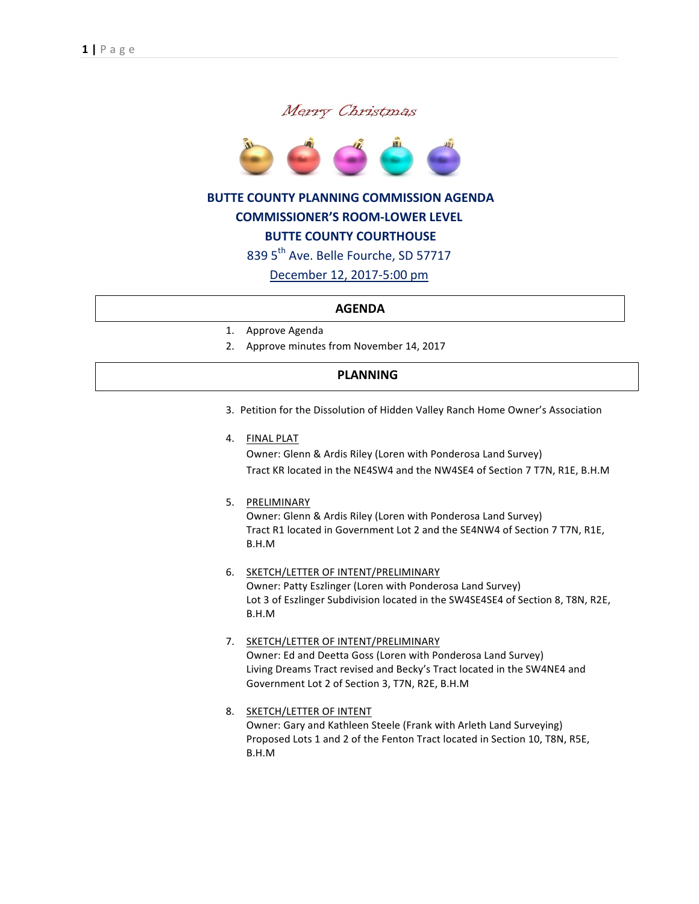*Merry Christmas*

**BUTTE COUNTY PLANNING COMMISSION AGENDA**
**COMMISSIONER'S ROOM-LOWER LEVEL**
**BUTTE COUNTY COURTHOUSE**

839 5th Ave. Belle Fourche, SD 57717

December 12, 2017-5:00 pm

## AGENDA

1. Approve Agenda
2. Approve minutes from November 14, 2017

## PLANNING

3. Petition for the Dissolution of Hidden Valley Ranch Home Owner's Association

4. FINAL PLAT
   Owner: Glenn & Ardis Riley (Loren with Ponderosa Land Survey)
   Tract KR located in the NE4SW4 and the NW4SE4 of Section 7 T7N, R1E, B.H.M

5. PRELIMINARY
   Owner: Glenn & Ardis Riley (Loren with Ponderosa Land Survey)
   Tract R1 located in Government Lot 2 and the SE4NW4 of Section 7 T7N, R1E, B.H.M

6. SKETCH/LETTER OF INTENT/PRELIMINARY
   Owner: Patty Eszlinger (Loren with Ponderosa Land Survey)
   Lot 3 of Eszlinger Subdivision located in the SW4SE4SE4 of Section 8, T8N, R2E, B.H.M

7. SKETCH/LETTER OF INTENT/PRELIMINARY
   Owner: Ed and Deetta Goss (Loren with Ponderosa Land Survey)
   Living Dreams Tract revised and Becky's Tract located in the SW4NE4 and Government Lot 2 of Section 3, T7N, R2E, B.H.M

8. SKETCH/LETTER OF INTENT
   Owner: Gary and Kathleen Steele (Frank with Arleth Land Surveying)
   Proposed Lots 1 and 2 of the Fenton Tract located in Section 10, T8N, R5E, B.H.M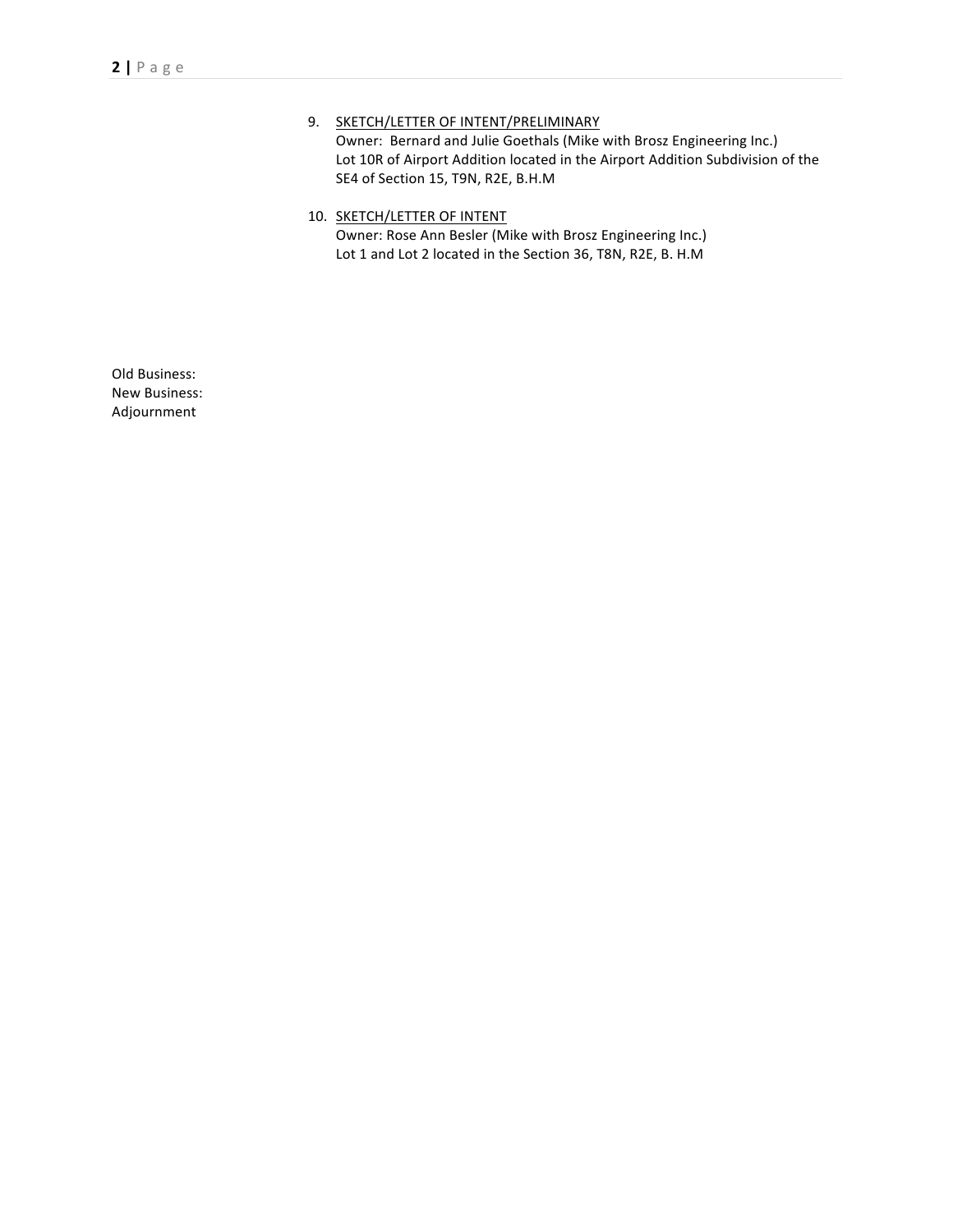9. <u>SKETCH/LETTER OF INTENT/PRELIMINARY</u>
   Owner: Bernard and Julie Goethals (Mike with Brosz Engineering Inc.)
   Lot 10R of Airport Addition located in the Airport Addition Subdivision of the SE4 of Section 15, T9N, R2E, B.H.M

10. <u>SKETCH/LETTER OF INTENT</u>
    Owner: Rose Ann Besler (Mike with Brosz Engineering Inc.)
    Lot 1 and Lot 2 located in the Section 36, T8N, R2E, B. H.M

Old Business:
New Business:
Adjournment